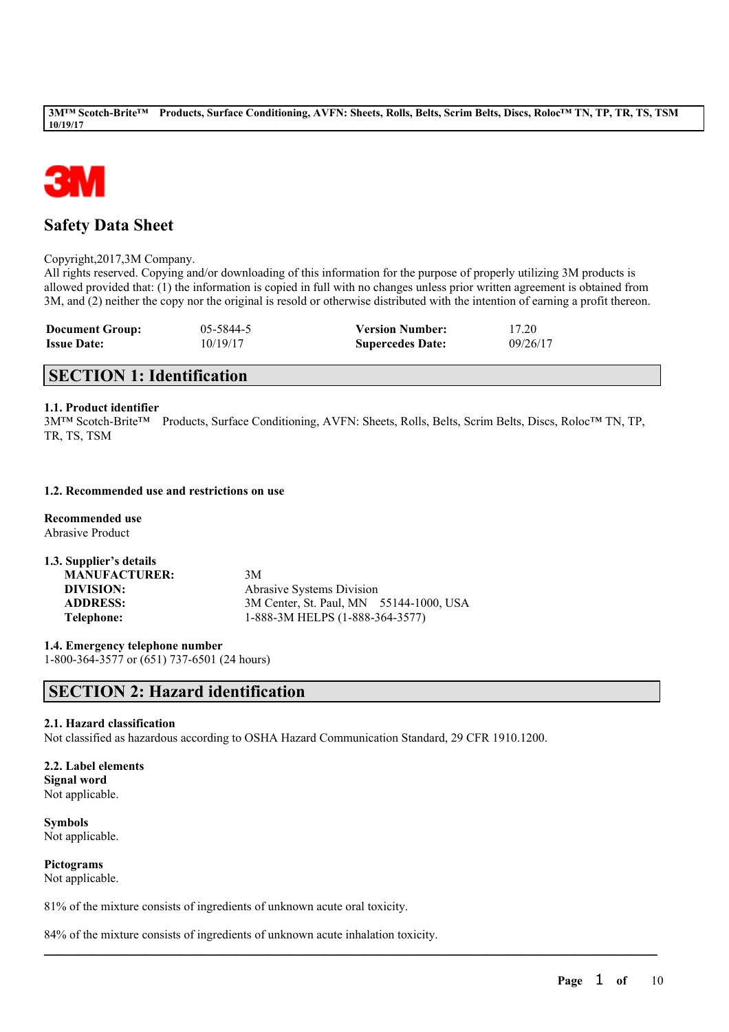# Safety Data Sheet

Copyright,2017,3M Company.
All rights reserved. Copying and/or downloading of this information for the purpose of properly utilizing 3M products is allowed provided that: (1) the information is copied in full with no changes unless prior written agreement is obtained from 3M, and (2) neither the copy nor the original is resold or otherwise distributed with the intention of earning a profit thereon.

| **Document Group:** | 05-5844-5 | **Version Number:** | 17.20 |
|---|---|---|---|
| **Issue Date:** | 10/19/17 | **Supercedes Date:** | 09/26/17 |

## SECTION 1: Identification

**1.1. Product identifier**
3M™ Scotch-Brite™ Products, Surface Conditioning, AVFN: Sheets, Rolls, Belts, Scrim Belts, Discs, Roloc™ TN, TP, TR, TS, TSM

**1.2. Recommended use and restrictions on use**

**Recommended use**
Abrasive Product

**1.3. Supplier's details**

| | |
|---|---|
| **MANUFACTURER:** | 3M |
| **DIVISION:** | Abrasive Systems Division |
| **ADDRESS:** | 3M Center, St. Paul, MN 55144-1000, USA |
| **Telephone:** | 1-888-3M HELPS (1-888-364-3577) |

**1.4. Emergency telephone number**
1-800-364-3577 or (651) 737-6501 (24 hours)

## SECTION 2: Hazard identification

**2.1. Hazard classification**
Not classified as hazardous according to OSHA Hazard Communication Standard, 29 CFR 1910.1200.

**2.2. Label elements**
**Signal word**
Not applicable.

**Symbols**
Not applicable.

**Pictograms**
Not applicable.

81% of the mixture consists of ingredients of unknown acute oral toxicity.

84% of the mixture consists of ingredients of unknown acute inhalation toxicity.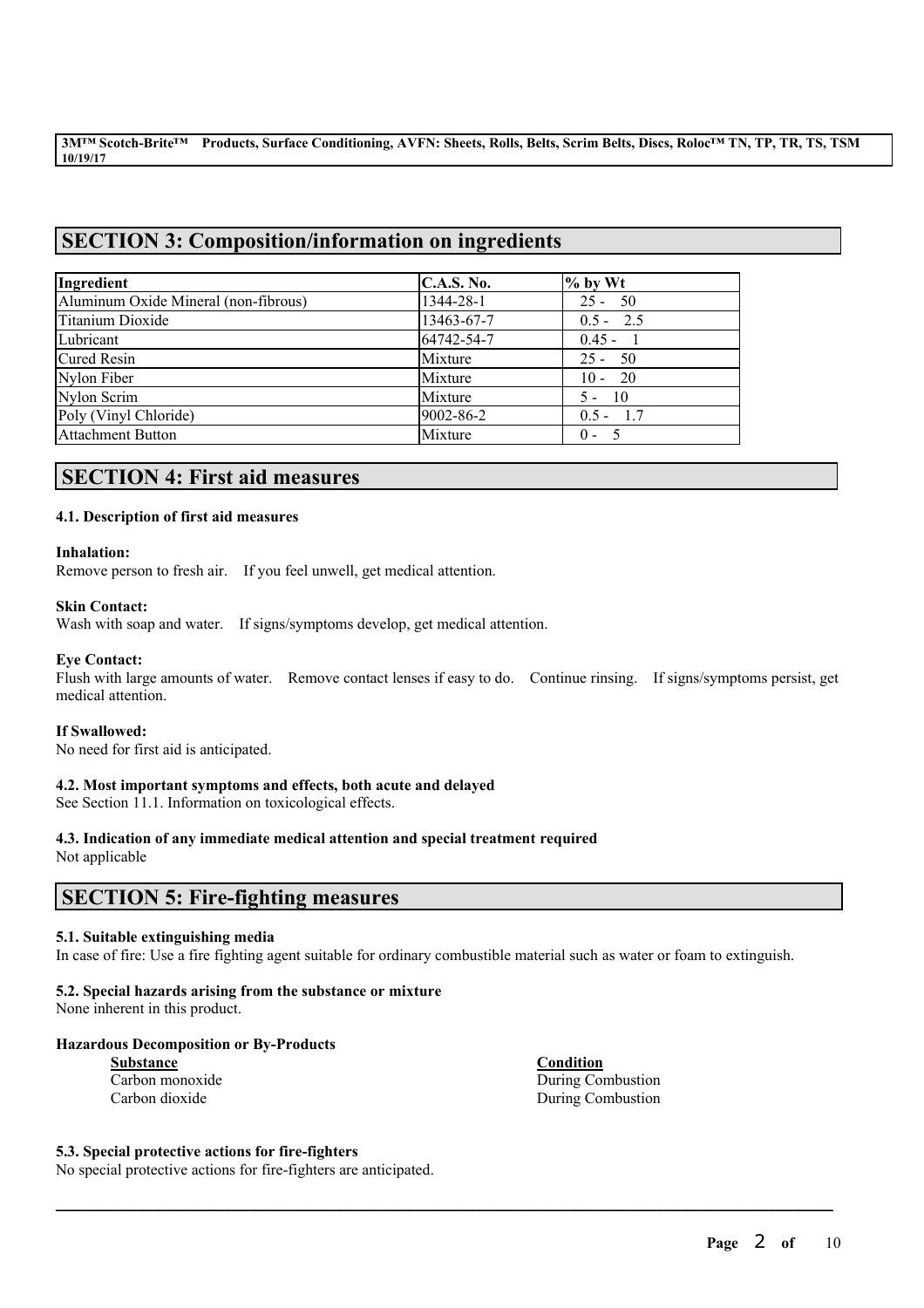## SECTION 3: Composition/information on ingredients

| Ingredient | C.A.S. No. | % by Wt |
| --- | --- | --- |
| Aluminum Oxide Mineral (non-fibrous) | 1344-28-1 | 25 - 50 |
| Titanium Dioxide | 13463-67-7 | 0.5 - 2.5 |
| Lubricant | 64742-54-7 | 0.45 - 1 |
| Cured Resin | Mixture | 25 - 50 |
| Nylon Fiber | Mixture | 10 - 20 |
| Nylon Scrim | Mixture | 5 - 10 |
| Poly (Vinyl Chloride) | 9002-86-2 | 0.5 - 1.7 |
| Attachment Button | Mixture | 0 - 5 |

## SECTION 4: First aid measures

### 4.1. Description of first aid measures

**Inhalation:**
Remove person to fresh air. If you feel unwell, get medical attention.

**Skin Contact:**
Wash with soap and water. If signs/symptoms develop, get medical attention.

**Eye Contact:**
Flush with large amounts of water. Remove contact lenses if easy to do. Continue rinsing. If signs/symptoms persist, get medical attention.

**If Swallowed:**
No need for first aid is anticipated.

### 4.2. Most important symptoms and effects, both acute and delayed

See Section 11.1. Information on toxicological effects.

### 4.3. Indication of any immediate medical attention and special treatment required

Not applicable

## SECTION 5: Fire-fighting measures

### 5.1. Suitable extinguishing media

In case of fire: Use a fire fighting agent suitable for ordinary combustible material such as water or foam to extinguish.

### 5.2. Special hazards arising from the substance or mixture

None inherent in this product.

**Hazardous Decomposition or By-Products**

| Substance | Condition |
| --- | --- |
| Carbon monoxide | During Combustion |
| Carbon dioxide | During Combustion |

### 5.3. Special protective actions for fire-fighters

No special protective actions for fire-fighters are anticipated.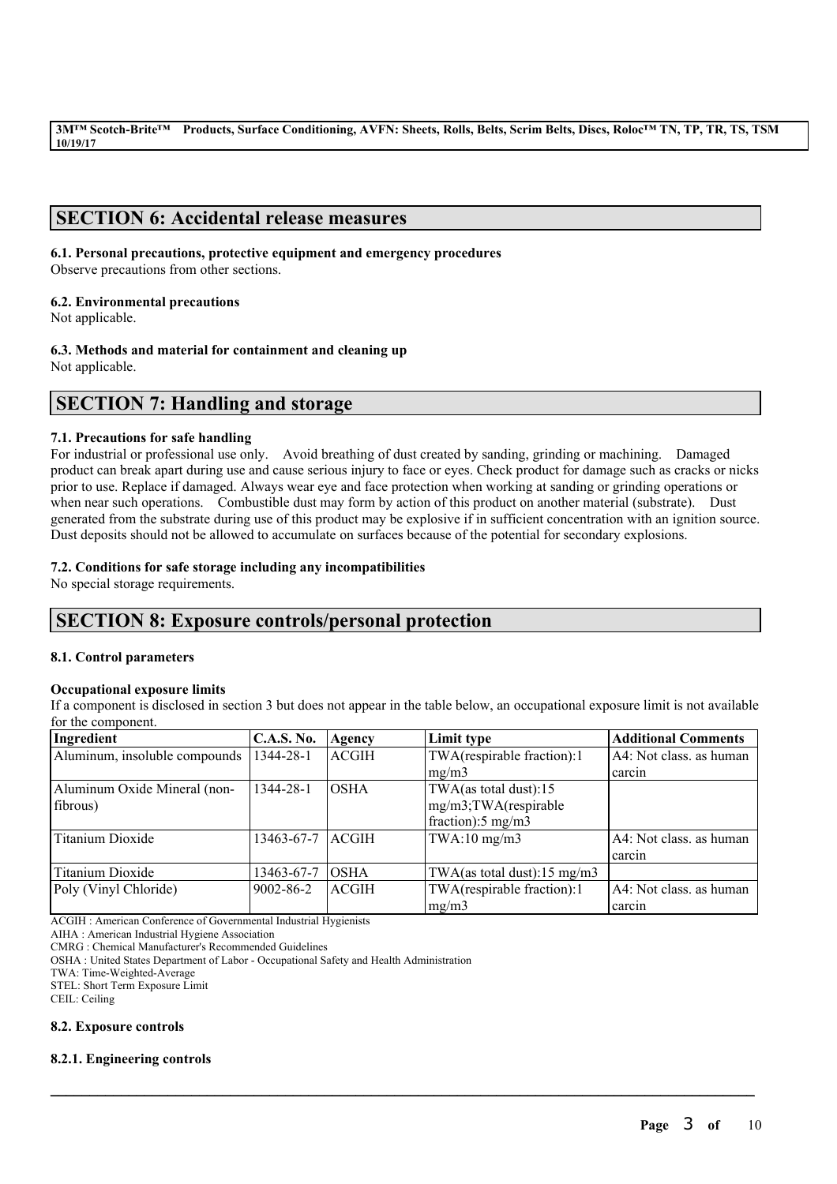## SECTION 6: Accidental release measures

### 6.1. Personal precautions, protective equipment and emergency procedures

Observe precautions from other sections.

### 6.2. Environmental precautions

Not applicable.

### 6.3. Methods and material for containment and cleaning up

Not applicable.

## SECTION 7: Handling and storage

### 7.1. Precautions for safe handling

For industrial or professional use only. Avoid breathing of dust created by sanding, grinding or machining. Damaged product can break apart during use and cause serious injury to face or eyes. Check product for damage such as cracks or nicks prior to use. Replace if damaged. Always wear eye and face protection when working at sanding or grinding operations or when near such operations. Combustible dust may form by action of this product on another material (substrate). Dust generated from the substrate during use of this product may be explosive if in sufficient concentration with an ignition source. Dust deposits should not be allowed to accumulate on surfaces because of the potential for secondary explosions.

### 7.2. Conditions for safe storage including any incompatibilities

No special storage requirements.

## SECTION 8: Exposure controls/personal protection

### 8.1. Control parameters

**Occupational exposure limits**

If a component is disclosed in section 3 but does not appear in the table below, an occupational exposure limit is not available for the component.

| Ingredient | C.A.S. No. | Agency | Limit type | Additional Comments |
|---|---|---|---|---|
| Aluminum, insoluble compounds | 1344-28-1 | ACGIH | TWA(respirable fraction):1 mg/m3 | A4: Not class. as human carcin |
| Aluminum Oxide Mineral (non-fibrous) | 1344-28-1 | OSHA | TWA(as total dust):15 mg/m3;TWA(respirable fraction):5 mg/m3 | |
| Titanium Dioxide | 13463-67-7 | ACGIH | TWA:10 mg/m3 | A4: Not class. as human carcin |
| Titanium Dioxide | 13463-67-7 | OSHA | TWA(as total dust):15 mg/m3 | |
| Poly (Vinyl Chloride) | 9002-86-2 | ACGIH | TWA(respirable fraction):1 mg/m3 | A4: Not class. as human carcin |

ACGIH : American Conference of Governmental Industrial Hygienists
AIHA : American Industrial Hygiene Association
CMRG : Chemical Manufacturer's Recommended Guidelines
OSHA : United States Department of Labor - Occupational Safety and Health Administration
TWA: Time-Weighted-Average
STEL: Short Term Exposure Limit
CEIL: Ceiling

### 8.2. Exposure controls

#### 8.2.1. Engineering controls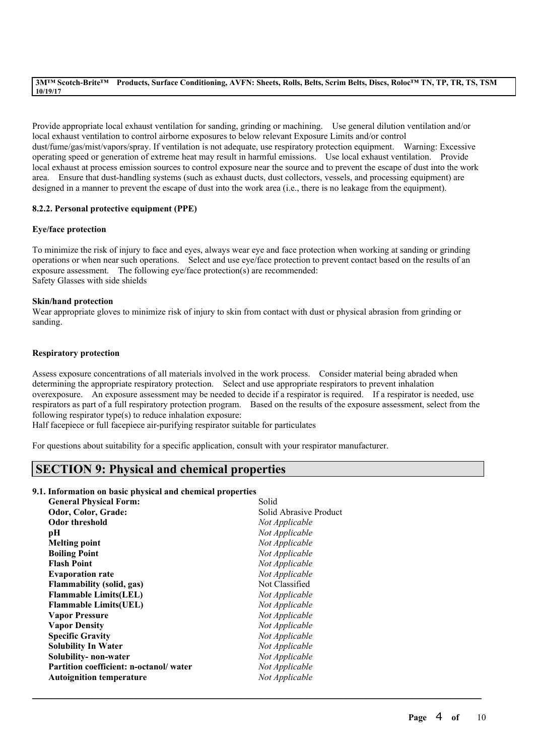Provide appropriate local exhaust ventilation for sanding, grinding or machining. Use general dilution ventilation and/or local exhaust ventilation to control airborne exposures to below relevant Exposure Limits and/or control dust/fume/gas/mist/vapors/spray. If ventilation is not adequate, use respiratory protection equipment. Warning: Excessive operating speed or generation of extreme heat may result in harmful emissions. Use local exhaust ventilation. Provide local exhaust at process emission sources to control exposure near the source and to prevent the escape of dust into the work area. Ensure that dust-handling systems (such as exhaust ducts, dust collectors, vessels, and processing equipment) are designed in a manner to prevent the escape of dust into the work area (i.e., there is no leakage from the equipment).

### 8.2.2. Personal protective equipment (PPE)

**Eye/face protection**

To minimize the risk of injury to face and eyes, always wear eye and face protection when working at sanding or grinding operations or when near such operations. Select and use eye/face protection to prevent contact based on the results of an exposure assessment. The following eye/face protection(s) are recommended:
Safety Glasses with side shields

**Skin/hand protection**

Wear appropriate gloves to minimize risk of injury to skin from contact with dust or physical abrasion from grinding or sanding.

**Respiratory protection**

Assess exposure concentrations of all materials involved in the work process. Consider material being abraded when determining the appropriate respiratory protection. Select and use appropriate respirators to prevent inhalation overexposure. An exposure assessment may be needed to decide if a respirator is required. If a respirator is needed, use respirators as part of a full respiratory protection program. Based on the results of the exposure assessment, select from the following respirator type(s) to reduce inhalation exposure:
Half facepiece or full facepiece air-purifying respirator suitable for particulates

For questions about suitability for a specific application, consult with your respirator manufacturer.

## SECTION 9: Physical and chemical properties

### 9.1. Information on basic physical and chemical properties

| | |
|---|---|
| **General Physical Form:** | Solid |
| **Odor, Color, Grade:** | Solid Abrasive Product |
| **Odor threshold** | *Not Applicable* |
| **pH** | *Not Applicable* |
| **Melting point** | *Not Applicable* |
| **Boiling Point** | *Not Applicable* |
| **Flash Point** | *Not Applicable* |
| **Evaporation rate** | *Not Applicable* |
| **Flammability (solid, gas)** | Not Classified |
| **Flammable Limits(LEL)** | *Not Applicable* |
| **Flammable Limits(UEL)** | *Not Applicable* |
| **Vapor Pressure** | *Not Applicable* |
| **Vapor Density** | *Not Applicable* |
| **Specific Gravity** | *Not Applicable* |
| **Solubility In Water** | *Not Applicable* |
| **Solubility- non-water** | *Not Applicable* |
| **Partition coefficient: n-octanol/ water** | *Not Applicable* |
| **Autoignition temperature** | *Not Applicable* |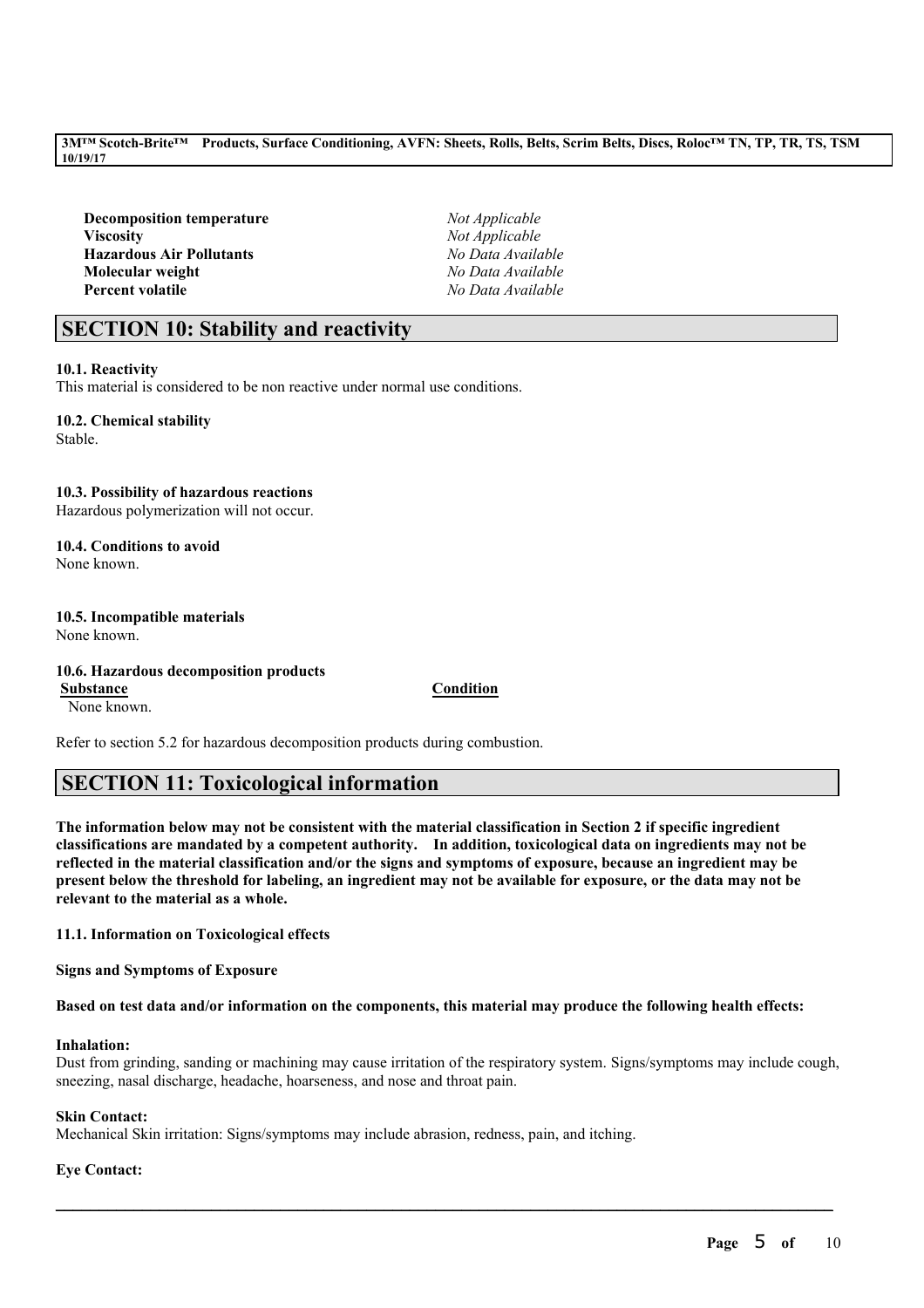| | |
|---|---|
| **Decomposition temperature** | *Not Applicable* |
| **Viscosity** | *Not Applicable* |
| **Hazardous Air Pollutants** | *No Data Available* |
| **Molecular weight** | *No Data Available* |
| **Percent volatile** | *No Data Available* |

## SECTION 10: Stability and reactivity

**10.1. Reactivity**
This material is considered to be non reactive under normal use conditions.

**10.2. Chemical stability**
Stable.

**10.3. Possibility of hazardous reactions**
Hazardous polymerization will not occur.

**10.4. Conditions to avoid**
None known.

**10.5. Incompatible materials**
None known.

**10.6. Hazardous decomposition products**

| Substance | Condition |
|---|---|
| None known. | |

Refer to section 5.2 for hazardous decomposition products during combustion.

## SECTION 11: Toxicological information

**The information below may not be consistent with the material classification in Section 2 if specific ingredient classifications are mandated by a competent authority. In addition, toxicological data on ingredients may not be reflected in the material classification and/or the signs and symptoms of exposure, because an ingredient may be present below the threshold for labeling, an ingredient may not be available for exposure, or the data may not be relevant to the material as a whole.**

**11.1. Information on Toxicological effects**

**Signs and Symptoms of Exposure**

**Based on test data and/or information on the components, this material may produce the following health effects:**

**Inhalation:**
Dust from grinding, sanding or machining may cause irritation of the respiratory system. Signs/symptoms may include cough, sneezing, nasal discharge, headache, hoarseness, and nose and throat pain.

**Skin Contact:**
Mechanical Skin irritation: Signs/symptoms may include abrasion, redness, pain, and itching.

**Eye Contact:**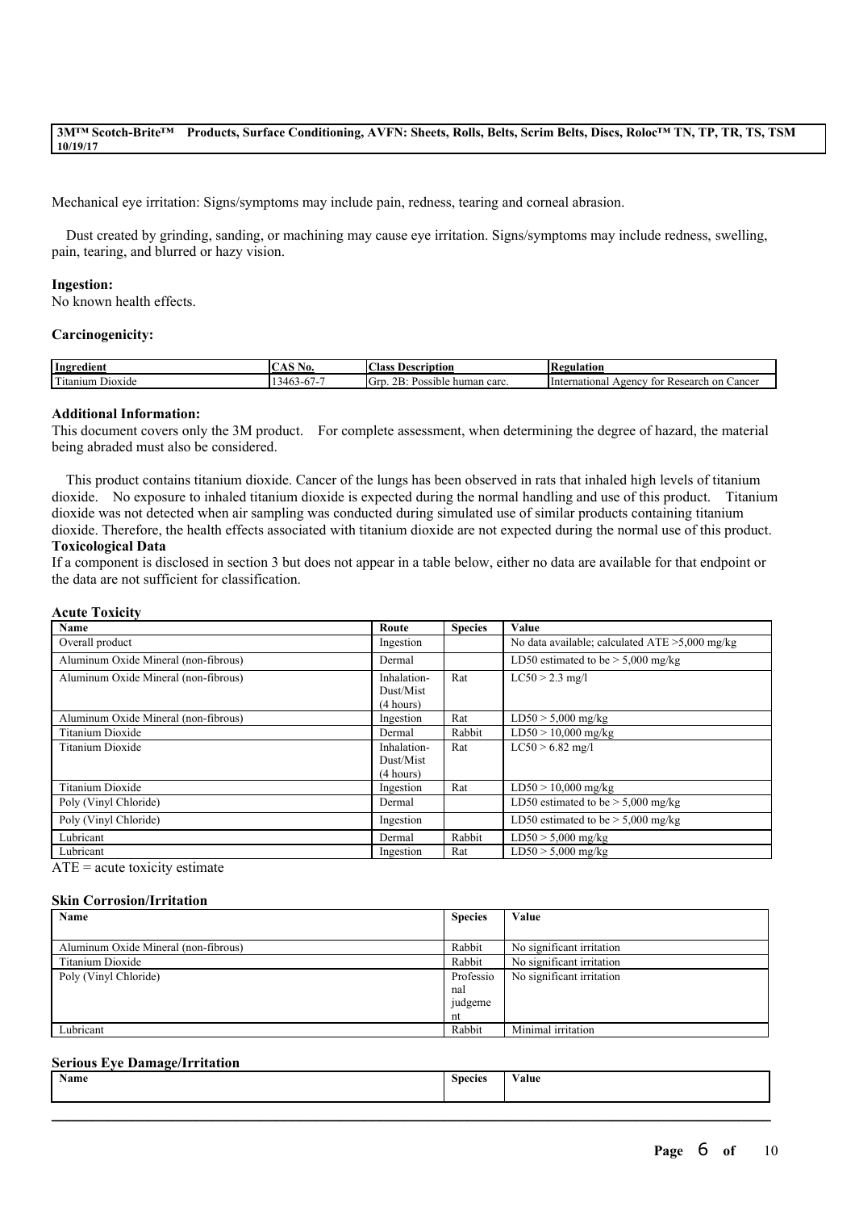Mechanical eye irritation: Signs/symptoms may include pain, redness, tearing and corneal abrasion.

Dust created by grinding, sanding, or machining may cause eye irritation. Signs/symptoms may include redness, swelling, pain, tearing, and blurred or hazy vision.

**Ingestion:**
No known health effects.

**Carcinogenicity:**

| Ingredient | CAS No. | Class Description | Regulation |
| --- | --- | --- | --- |
| Titanium Dioxide | 13463-67-7 | Grp. 2B: Possible human carc. | International Agency for Research on Cancer |

**Additional Information:**
This document covers only the 3M product. For complete assessment, when determining the degree of hazard, the material being abraded must also be considered.

This product contains titanium dioxide. Cancer of the lungs has been observed in rats that inhaled high levels of titanium dioxide. No exposure to inhaled titanium dioxide is expected during the normal handling and use of this product. Titanium dioxide was not detected when air sampling was conducted during simulated use of similar products containing titanium dioxide. Therefore, the health effects associated with titanium dioxide are not expected during the normal use of this product.

**Toxicological Data**
If a component is disclosed in section 3 but does not appear in a table below, either no data are available for that endpoint or the data are not sufficient for classification.

**Acute Toxicity**

| Name | Route | Species | Value |
| --- | --- | --- | --- |
| Overall product | Ingestion | | No data available; calculated ATE >5,000 mg/kg |
| Aluminum Oxide Mineral (non-fibrous) | Dermal | | LD50 estimated to be > 5,000 mg/kg |
| Aluminum Oxide Mineral (non-fibrous) | Inhalation-Dust/Mist (4 hours) | Rat | LC50 > 2.3 mg/l |
| Aluminum Oxide Mineral (non-fibrous) | Ingestion | Rat | LD50 > 5,000 mg/kg |
| Titanium Dioxide | Dermal | Rabbit | LD50 > 10,000 mg/kg |
| Titanium Dioxide | Inhalation-Dust/Mist (4 hours) | Rat | LC50 > 6.82 mg/l |
| Titanium Dioxide | Ingestion | Rat | LD50 > 10,000 mg/kg |
| Poly (Vinyl Chloride) | Dermal | | LD50 estimated to be > 5,000 mg/kg |
| Poly (Vinyl Chloride) | Ingestion | | LD50 estimated to be > 5,000 mg/kg |
| Lubricant | Dermal | Rabbit | LD50 > 5,000 mg/kg |
| Lubricant | Ingestion | Rat | LD50 > 5,000 mg/kg |

ATE = acute toxicity estimate

**Skin Corrosion/Irritation**

| Name | Species | Value |
| --- | --- | --- |
| Aluminum Oxide Mineral (non-fibrous) | Rabbit | No significant irritation |
| Titanium Dioxide | Rabbit | No significant irritation |
| Poly (Vinyl Chloride) | Professional judgement | No significant irritation |
| Lubricant | Rabbit | Minimal irritation |

**Serious Eye Damage/Irritation**

| Name | Species | Value |
| --- | --- | --- |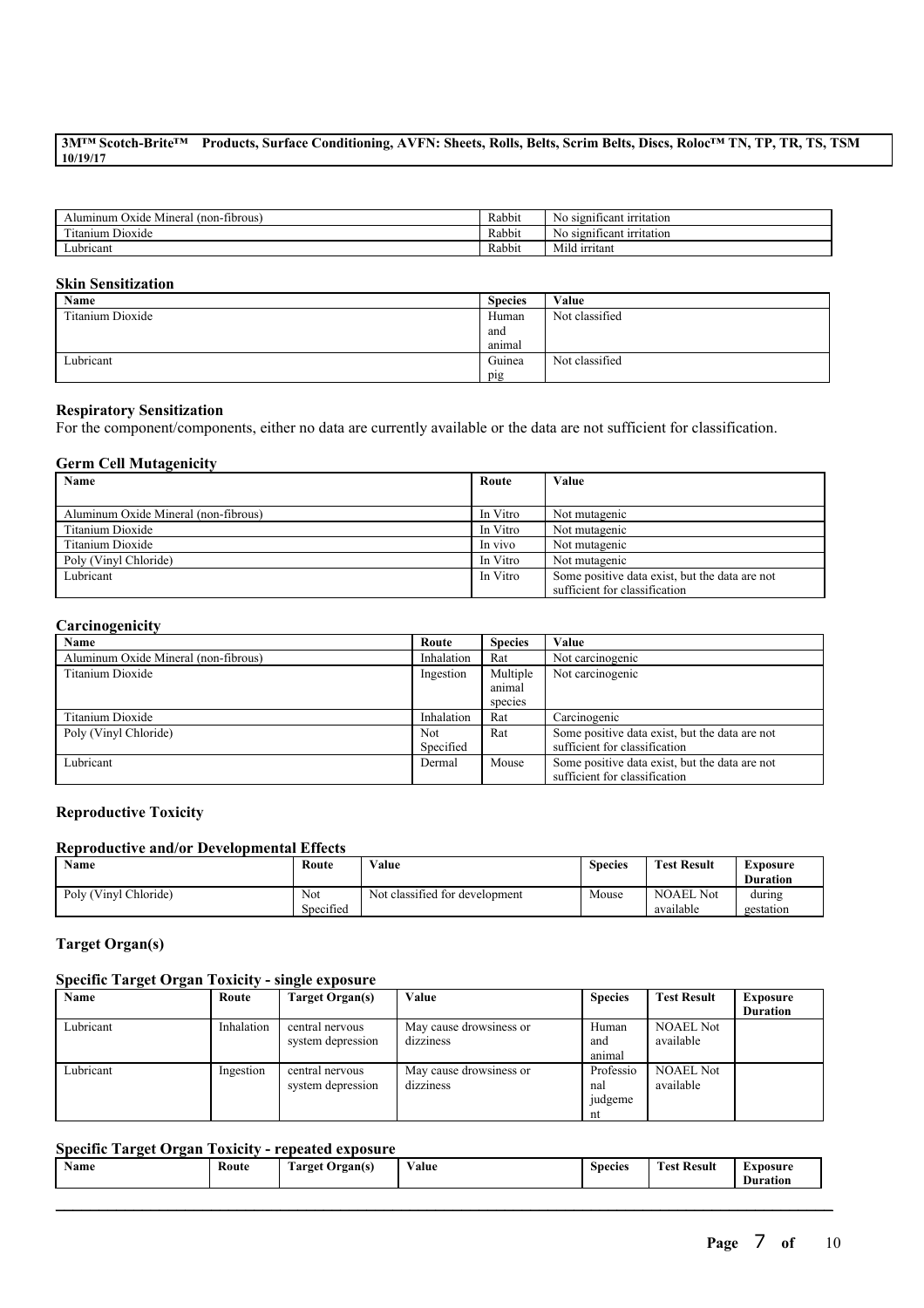| | | |
|---|---|---|
| Aluminum Oxide Mineral (non-fibrous) | Rabbit | No significant irritation |
| Titanium Dioxide | Rabbit | No significant irritation |
| Lubricant | Rabbit | Mild irritant |

### Skin Sensitization

| Name | Species | Value |
|---|---|---|
| Titanium Dioxide | Human and animal | Not classified |
| Lubricant | Guinea pig | Not classified |

### Respiratory Sensitization

For the component/components, either no data are currently available or the data are not sufficient for classification.

### Germ Cell Mutagenicity

| Name | Route | Value |
|---|---|---|
| Aluminum Oxide Mineral (non-fibrous) | In Vitro | Not mutagenic |
| Titanium Dioxide | In Vitro | Not mutagenic |
| Titanium Dioxide | In vivo | Not mutagenic |
| Poly (Vinyl Chloride) | In Vitro | Not mutagenic |
| Lubricant | In Vitro | Some positive data exist, but the data are not sufficient for classification |

### Carcinogenicity

| Name | Route | Species | Value |
|---|---|---|---|
| Aluminum Oxide Mineral (non-fibrous) | Inhalation | Rat | Not carcinogenic |
| Titanium Dioxide | Ingestion | Multiple animal species | Not carcinogenic |
| Titanium Dioxide | Inhalation | Rat | Carcinogenic |
| Poly (Vinyl Chloride) | Not Specified | Rat | Some positive data exist, but the data are not sufficient for classification |
| Lubricant | Dermal | Mouse | Some positive data exist, but the data are not sufficient for classification |

### Reproductive Toxicity

### Reproductive and/or Developmental Effects

| Name | Route | Value | Species | Test Result | Exposure Duration |
|---|---|---|---|---|---|
| Poly (Vinyl Chloride) | Not Specified | Not classified for development | Mouse | NOAEL Not available | during gestation |

### Target Organ(s)

### Specific Target Organ Toxicity - single exposure

| Name | Route | Target Organ(s) | Value | Species | Test Result | Exposure Duration |
|---|---|---|---|---|---|---|
| Lubricant | Inhalation | central nervous system depression | May cause drowsiness or dizziness | Human and animal | NOAEL Not available | |
| Lubricant | Ingestion | central nervous system depression | May cause drowsiness or dizziness | Professional judgement | NOAEL Not available | |

### Specific Target Organ Toxicity - repeated exposure

| Name | Route | Target Organ(s) | Value | Species | Test Result | Exposure Duration |
|---|---|---|---|---|---|---|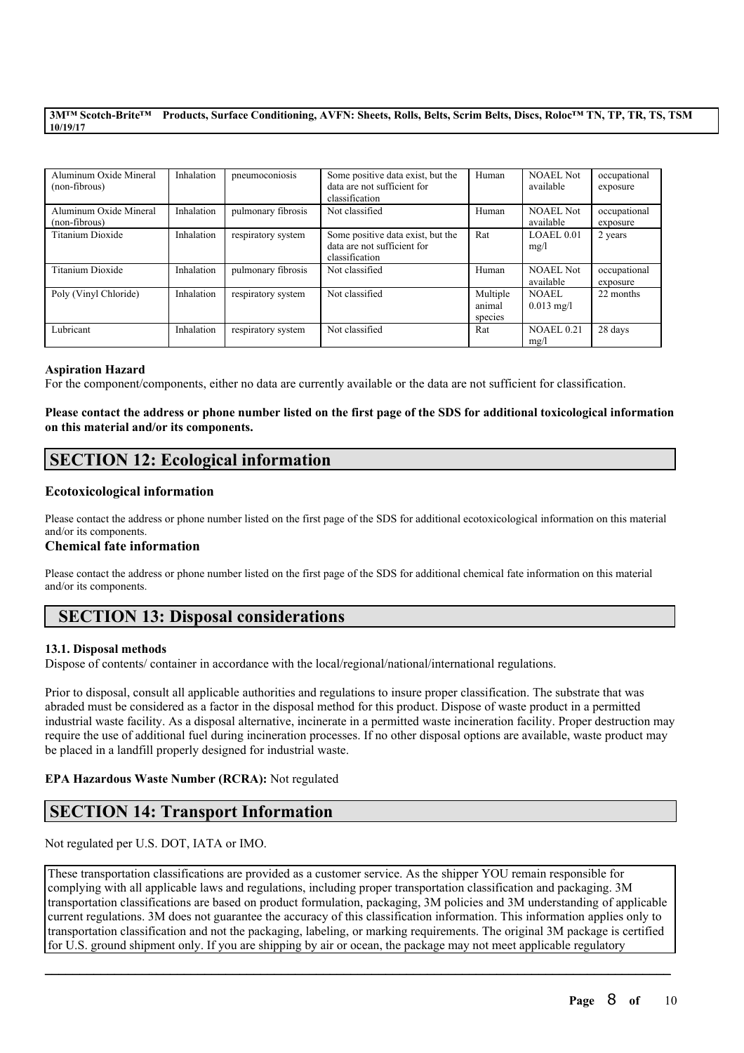| Aluminum Oxide Mineral (non-fibrous) | Inhalation | pneumoconiosis | Some positive data exist, but the data are not sufficient for classification | Human | NOAEL Not available | occupational exposure |
|---|---|---|---|---|---|---|
| Aluminum Oxide Mineral (non-fibrous) | Inhalation | pulmonary fibrosis | Not classified | Human | NOAEL Not available | occupational exposure |
| Titanium Dioxide | Inhalation | respiratory system | Some positive data exist, but the data are not sufficient for classification | Rat | LOAEL 0.01 mg/l | 2 years |
| Titanium Dioxide | Inhalation | pulmonary fibrosis | Not classified | Human | NOAEL Not available | occupational exposure |
| Poly (Vinyl Chloride) | Inhalation | respiratory system | Not classified | Multiple animal species | NOAEL 0.013 mg/l | 22 months |
| Lubricant | Inhalation | respiratory system | Not classified | Rat | NOAEL 0.21 mg/l | 28 days |

**Aspiration Hazard**

For the component/components, either no data are currently available or the data are not sufficient for classification.

**Please contact the address or phone number listed on the first page of the SDS for additional toxicological information on this material and/or its components.**

## SECTION 12: Ecological information

### Ecotoxicological information

Please contact the address or phone number listed on the first page of the SDS for additional ecotoxicological information on this material and/or its components.

### Chemical fate information

Please contact the address or phone number listed on the first page of the SDS for additional chemical fate information on this material and/or its components.

## SECTION 13: Disposal considerations

**13.1. Disposal methods**

Dispose of contents/ container in accordance with the local/regional/national/international regulations.

Prior to disposal, consult all applicable authorities and regulations to insure proper classification. The substrate that was abraded must be considered as a factor in the disposal method for this product. Dispose of waste product in a permitted industrial waste facility. As a disposal alternative, incinerate in a permitted waste incineration facility. Proper destruction may require the use of additional fuel during incineration processes. If no other disposal options are available, waste product may be placed in a landfill properly designed for industrial waste.

**EPA Hazardous Waste Number (RCRA):** Not regulated

## SECTION 14: Transport Information

Not regulated per U.S. DOT, IATA or IMO.

These transportation classifications are provided as a customer service. As the shipper YOU remain responsible for complying with all applicable laws and regulations, including proper transportation classification and packaging. 3M transportation classifications are based on product formulation, packaging, 3M policies and 3M understanding of applicable current regulations. 3M does not guarantee the accuracy of this classification information. This information applies only to transportation classification and not the packaging, labeling, or marking requirements. The original 3M package is certified for U.S. ground shipment only. If you are shipping by air or ocean, the package may not meet applicable regulatory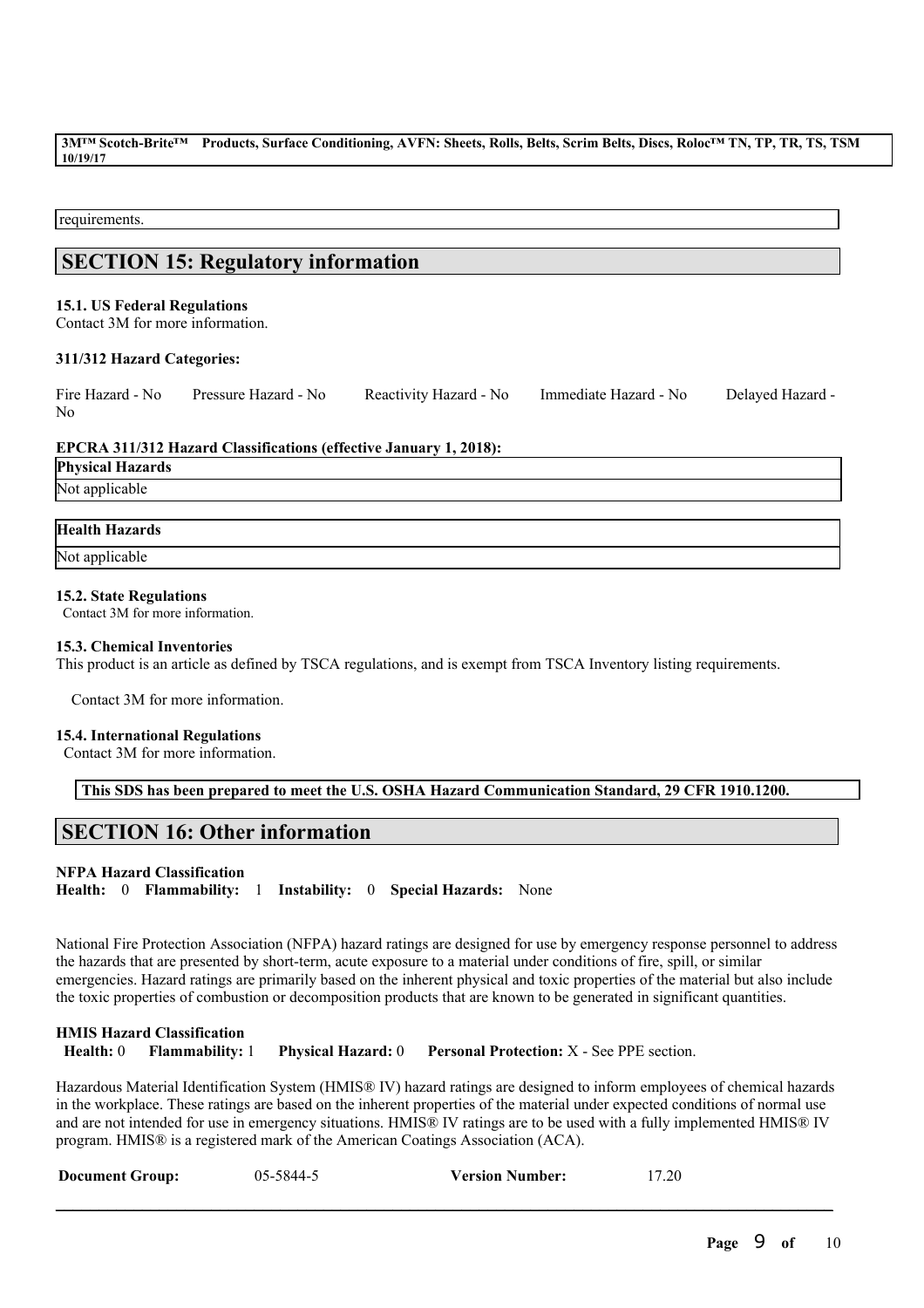requirements.

## SECTION 15: Regulatory information

**15.1. US Federal Regulations**
Contact 3M for more information.

**311/312 Hazard Categories:**

Fire Hazard - No    Pressure Hazard - No    Reactivity Hazard - No    Immediate Hazard - No    Delayed Hazard - No

**EPCRA 311/312 Hazard Classifications (effective January 1, 2018):**

| Physical Hazards |
| --- |
| Not applicable |

| Health Hazards |
| --- |
| Not applicable |

**15.2. State Regulations**
Contact 3M for more information.

**15.3. Chemical Inventories**
This product is an article as defined by TSCA regulations, and is exempt from TSCA Inventory listing requirements.

Contact 3M for more information.

**15.4. International Regulations**
Contact 3M for more information.

**This SDS has been prepared to meet the U.S. OSHA Hazard Communication Standard, 29 CFR 1910.1200.**

## SECTION 16: Other information

**NFPA Hazard Classification**
**Health:** 0 **Flammability:** 1 **Instability:** 0 **Special Hazards:** None

National Fire Protection Association (NFPA) hazard ratings are designed for use by emergency response personnel to address the hazards that are presented by short-term, acute exposure to a material under conditions of fire, spill, or similar emergencies. Hazard ratings are primarily based on the inherent physical and toxic properties of the material but also include the toxic properties of combustion or decomposition products that are known to be generated in significant quantities.

**HMIS Hazard Classification**
**Health:** 0 **Flammability:** 1 **Physical Hazard:** 0 **Personal Protection:** X - See PPE section.

Hazardous Material Identification System (HMIS® IV) hazard ratings are designed to inform employees of chemical hazards in the workplace. These ratings are based on the inherent properties of the material under expected conditions of normal use and are not intended for use in emergency situations. HMIS® IV ratings are to be used with a fully implemented HMIS® IV program. HMIS® is a registered mark of the American Coatings Association (ACA).

**Document Group:** 05-5844-5 **Version Number:** 17.20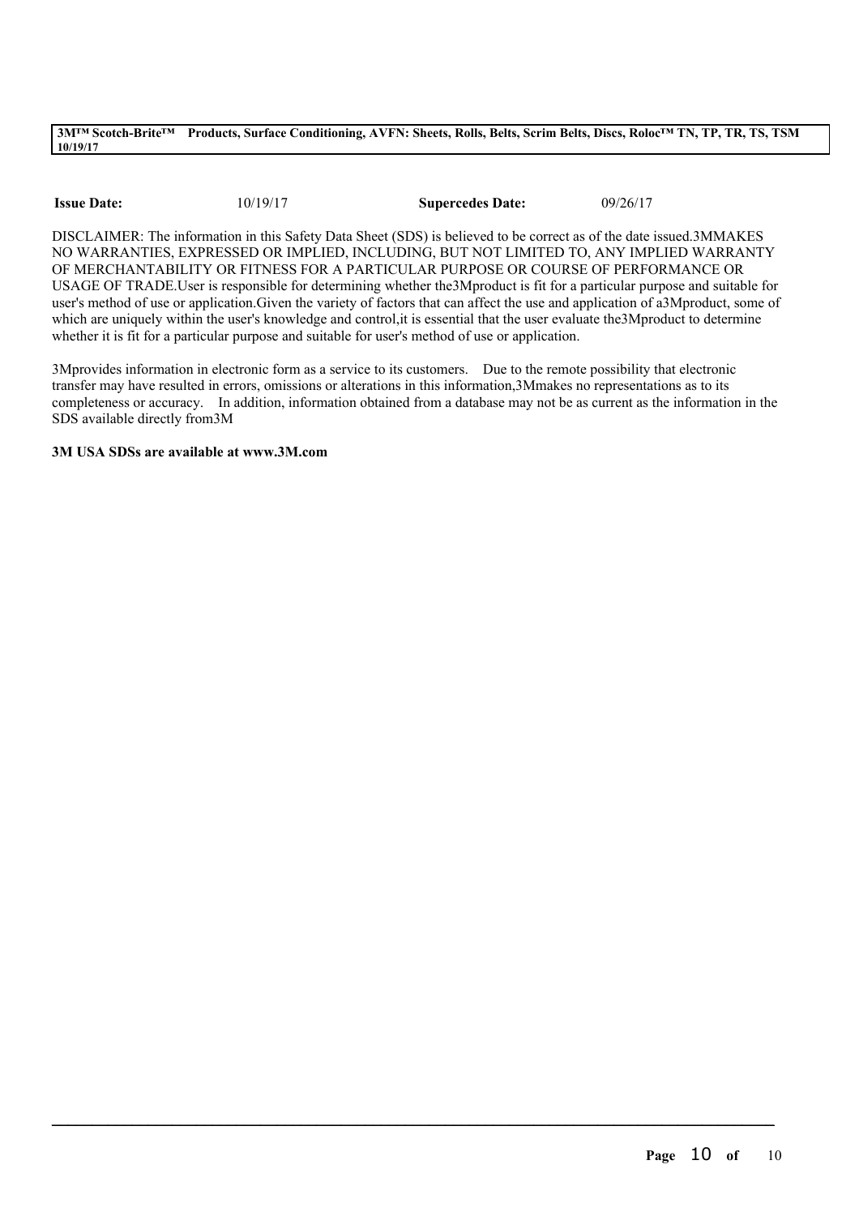**Issue Date:** 10/19/17 **Supercedes Date:** 09/26/17

DISCLAIMER: The information in this Safety Data Sheet (SDS) is believed to be correct as of the date issued.3MMAKES NO WARRANTIES, EXPRESSED OR IMPLIED, INCLUDING, BUT NOT LIMITED TO, ANY IMPLIED WARRANTY OF MERCHANTABILITY OR FITNESS FOR A PARTICULAR PURPOSE OR COURSE OF PERFORMANCE OR USAGE OF TRADE.User is responsible for determining whether the3Mproduct is fit for a particular purpose and suitable for user's method of use or application.Given the variety of factors that can affect the use and application of a3Mproduct, some of which are uniquely within the user's knowledge and control,it is essential that the user evaluate the3Mproduct to determine whether it is fit for a particular purpose and suitable for user's method of use or application.

3Mprovides information in electronic form as a service to its customers. Due to the remote possibility that electronic transfer may have resulted in errors, omissions or alterations in this information,3Mmakes no representations as to its completeness or accuracy. In addition, information obtained from a database may not be as current as the information in the SDS available directly from3M

**3M USA SDSs are available at www.3M.com**